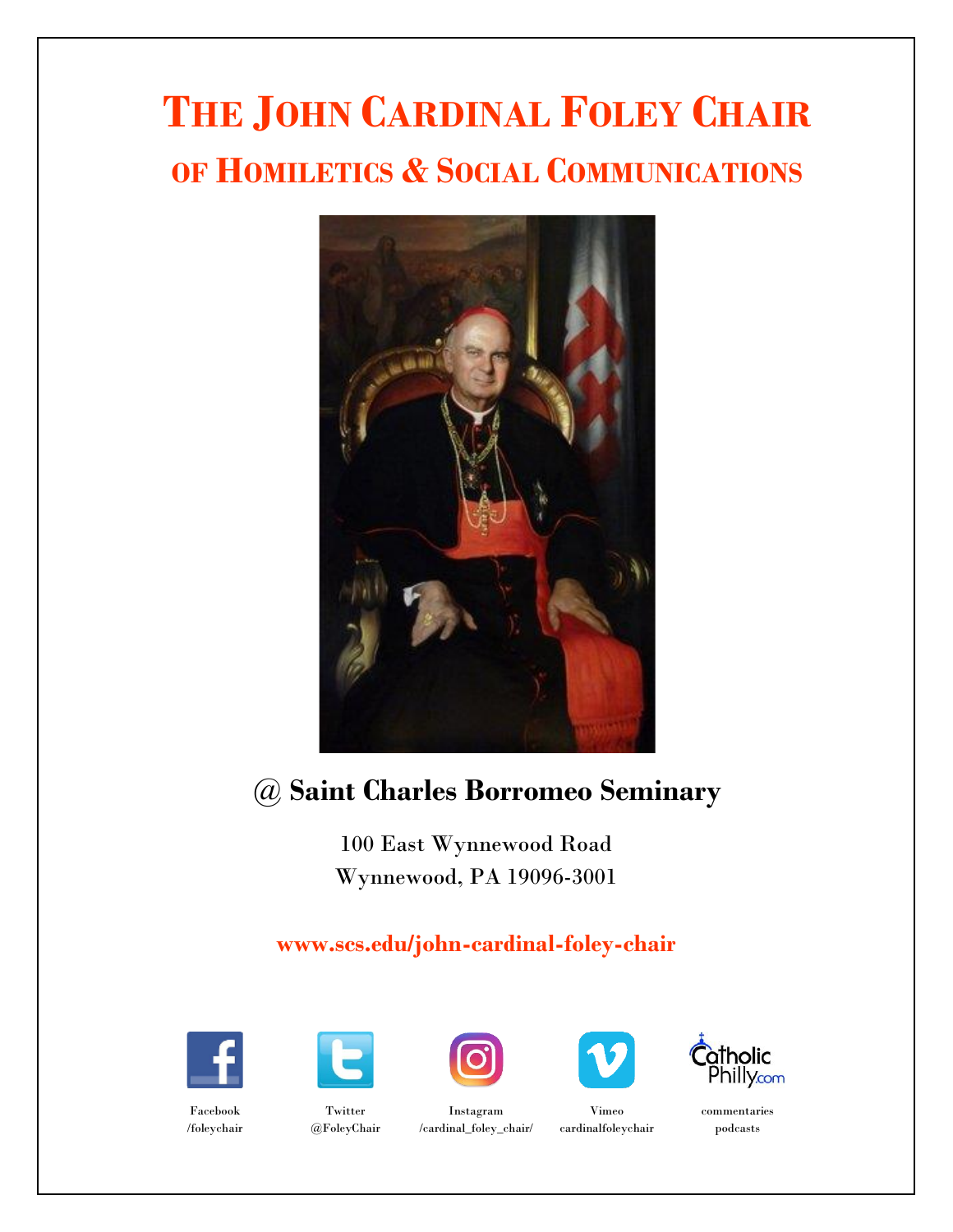# The John Cardinal Foley Chair

## of Homiletics & Social Communications

**@ Saint Charles Borromeo Seminary**

100 East Wynnewood Road
Wynnewood, PA 19096-3001

**www.scs.edu/john-cardinal-foley-chair**

Facebook
/foleychair

Twitter
@FoleyChair

Instagram
/cardinal_foley_chair/

Vimeo
cardinalfoleychair

CatholicPhilly.com
commentaries
podcasts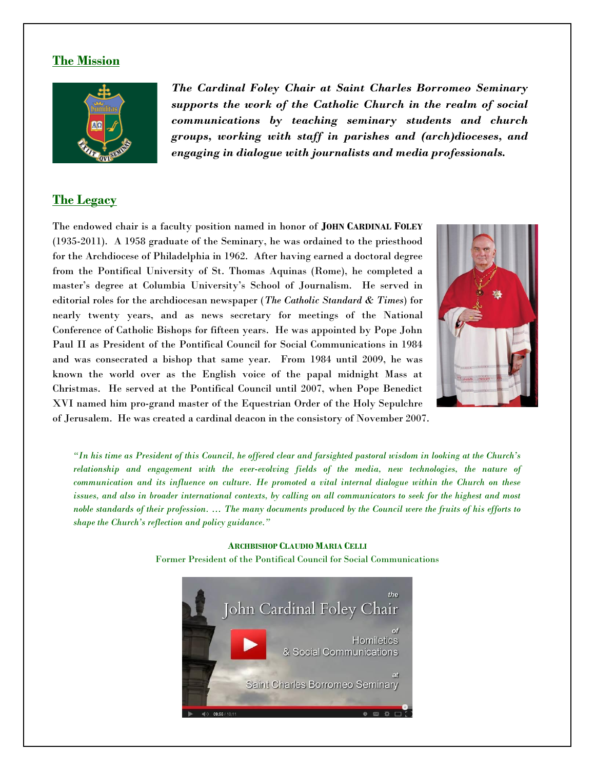## The Mission

***The Cardinal Foley Chair at Saint Charles Borromeo Seminary supports the work of the Catholic Church in the realm of social communications by teaching seminary students and church groups, working with staff in parishes and (arch)dioceses, and engaging in dialogue with journalists and media professionals.***

## The Legacy

The endowed chair is a faculty position named in honor of **JOHN CARDINAL FOLEY** (1935-2011). A 1958 graduate of the Seminary, he was ordained to the priesthood for the Archdiocese of Philadelphia in 1962. After having earned a doctoral degree from the Pontifical University of St. Thomas Aquinas (Rome), he completed a master's degree at Columbia University's School of Journalism. He served in editorial roles for the archdiocesan newspaper (*The Catholic Standard & Times*) for nearly twenty years, and as news secretary for meetings of the National Conference of Catholic Bishops for fifteen years. He was appointed by Pope John Paul II as President of the Pontifical Council for Social Communications in 1984 and was consecrated a bishop that same year. From 1984 until 2009, he was known the world over as the English voice of the papal midnight Mass at Christmas. He served at the Pontifical Council until 2007, when Pope Benedict XVI named him pro-grand master of the Equestrian Order of the Holy Sepulchre of Jerusalem. He was created a cardinal deacon in the consistory of November 2007.

*"In his time as President of this Council, he offered clear and farsighted pastoral wisdom in looking at the Church's relationship and engagement with the ever-evolving fields of the media, new technologies, the nature of communication and its influence on culture. He promoted a vital internal dialogue within the Church on these issues, and also in broader international contexts, by calling on all communicators to seek for the highest and most noble standards of their profession. … The many documents produced by the Council were the fruits of his efforts to shape the Church's reflection and policy guidance."*

**ARCHBISHOP CLAUDIO MARIA CELLI**
Former President of the Pontifical Council for Social Communications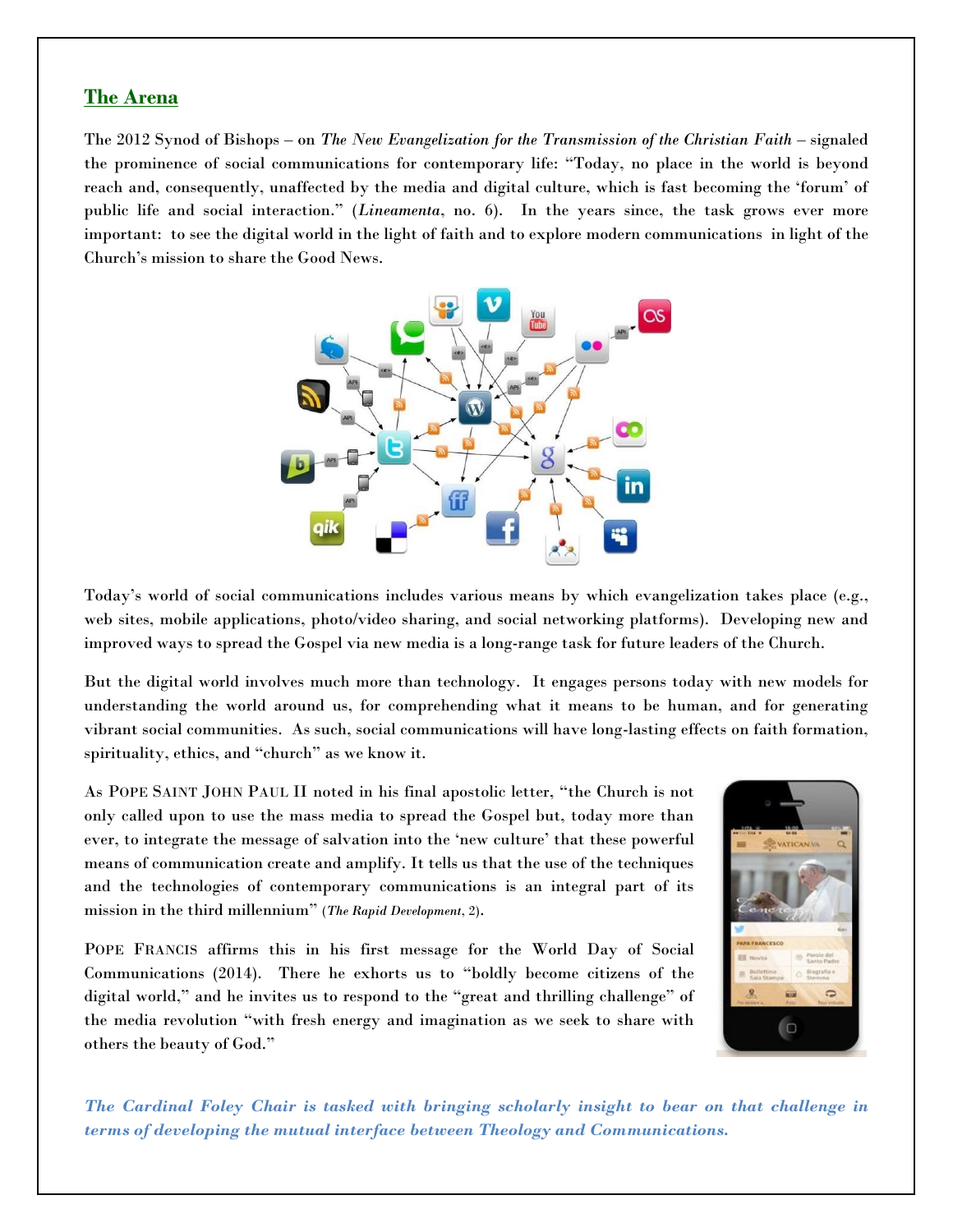## The Arena

The 2012 Synod of Bishops – on *The New Evangelization for the Transmission of the Christian Faith* – signaled the prominence of social communications for contemporary life: "Today, no place in the world is beyond reach and, consequently, unaffected by the media and digital culture, which is fast becoming the 'forum' of public life and social interaction." (*Lineamenta*, no. 6). In the years since, the task grows ever more important: to see the digital world in the light of faith and to explore modern communications in light of the Church's mission to share the Good News.

Today's world of social communications includes various means by which evangelization takes place (e.g., web sites, mobile applications, photo/video sharing, and social networking platforms). Developing new and improved ways to spread the Gospel via new media is a long-range task for future leaders of the Church.

But the digital world involves much more than technology. It engages persons today with new models for understanding the world around us, for comprehending what it means to be human, and for generating vibrant social communities. As such, social communications will have long-lasting effects on faith formation, spirituality, ethics, and "church" as we know it.

As POPE SAINT JOHN PAUL II noted in his final apostolic letter, "the Church is not only called upon to use the mass media to spread the Gospel but, today more than ever, to integrate the message of salvation into the 'new culture' that these powerful means of communication create and amplify. It tells us that the use of the techniques and the technologies of contemporary communications is an integral part of its mission in the third millennium" (*The Rapid Development*, 2).

POPE FRANCIS affirms this in his first message for the World Day of Social Communications (2014). There he exhorts us to "boldly become citizens of the digital world," and he invites us to respond to the "great and thrilling challenge" of the media revolution "with fresh energy and imagination as we seek to share with others the beauty of God."

***The Cardinal Foley Chair is tasked with bringing scholarly insight to bear on that challenge in terms of developing the mutual interface between Theology and Communications.***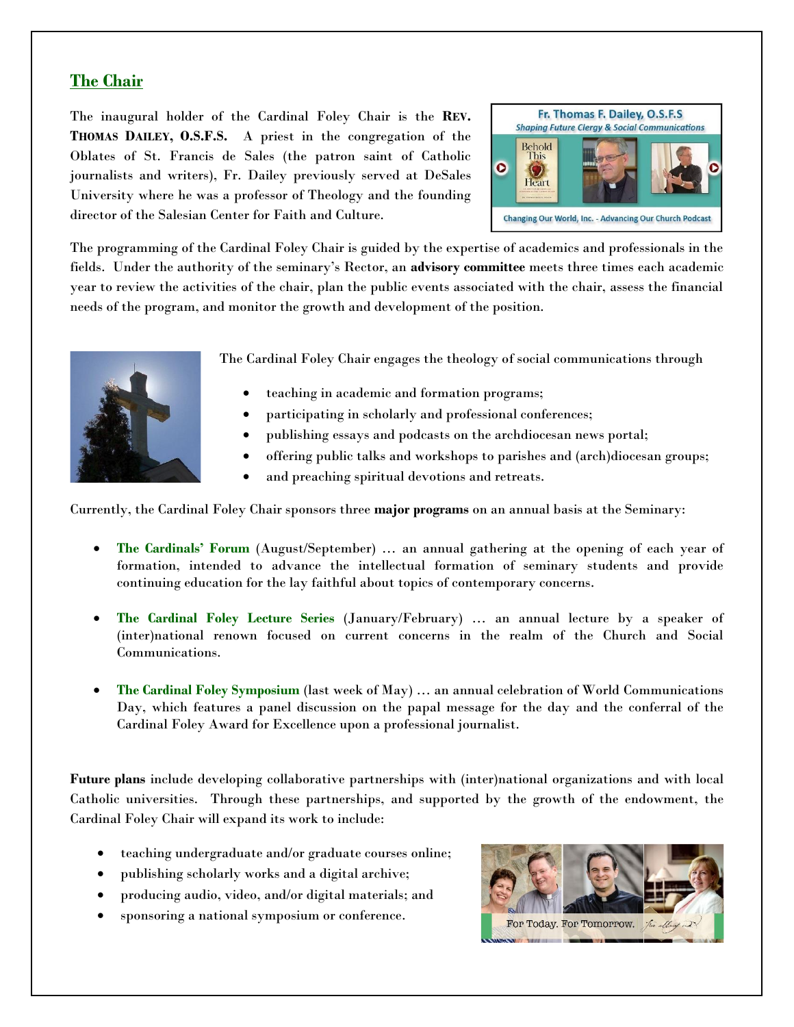## The Chair

The inaugural holder of the Cardinal Foley Chair is the **Rev. Thomas Dailey, O.S.F.S.** A priest in the congregation of the Oblates of St. Francis de Sales (the patron saint of Catholic journalists and writers), Fr. Dailey previously served at DeSales University where he was a professor of Theology and the founding director of the Salesian Center for Faith and Culture.

The programming of the Cardinal Foley Chair is guided by the expertise of academics and professionals in the fields. Under the authority of the seminary's Rector, an **advisory committee** meets three times each academic year to review the activities of the chair, plan the public events associated with the chair, assess the financial needs of the program, and monitor the growth and development of the position.

The Cardinal Foley Chair engages the theology of social communications through

- teaching in academic and formation programs;
- participating in scholarly and professional conferences;
- publishing essays and podcasts on the archdiocesan news portal;
- offering public talks and workshops to parishes and (arch)diocesan groups;
- and preaching spiritual devotions and retreats.

Currently, the Cardinal Foley Chair sponsors three **major programs** on an annual basis at the Seminary:

- **The Cardinals' Forum** (August/September) … an annual gathering at the opening of each year of formation, intended to advance the intellectual formation of seminary students and provide continuing education for the lay faithful about topics of contemporary concerns.

- **The Cardinal Foley Lecture Series** (January/February) … an annual lecture by a speaker of (inter)national renown focused on current concerns in the realm of the Church and Social Communications.

- **The Cardinal Foley Symposium** (last week of May) … an annual celebration of World Communications Day, which features a panel discussion on the papal message for the day and the conferral of the Cardinal Foley Award for Excellence upon a professional journalist.

**Future plans** include developing collaborative partnerships with (inter)national organizations and with local Catholic universities. Through these partnerships, and supported by the growth of the endowment, the Cardinal Foley Chair will expand its work to include:

- teaching undergraduate and/or graduate courses online;
- publishing scholarly works and a digital archive;
- producing audio, video, and/or digital materials; and
- sponsoring a national symposium or conference.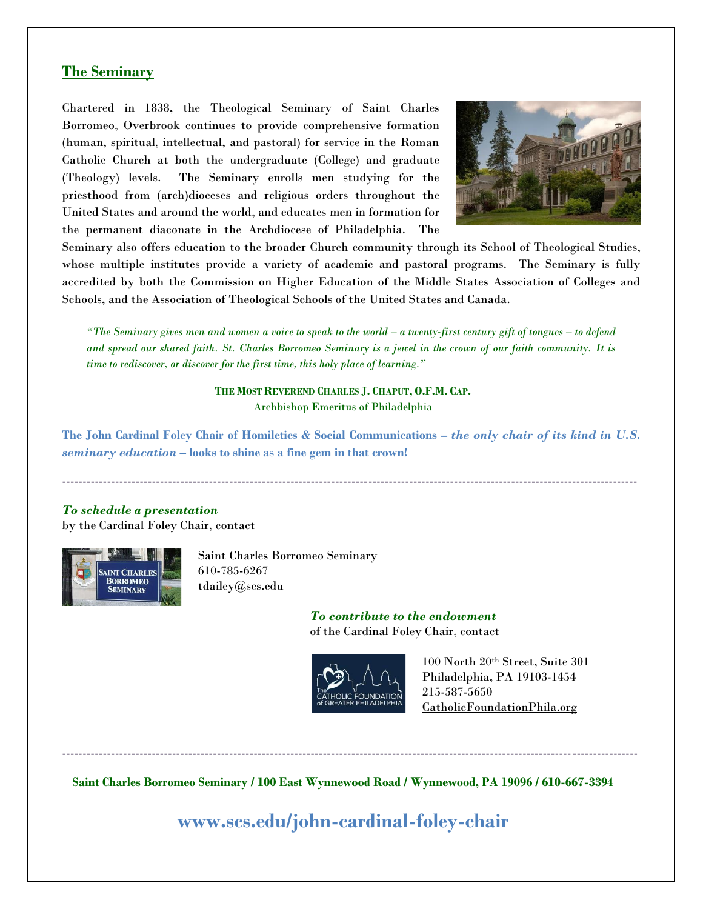## The Seminary

Chartered in 1838, the Theological Seminary of Saint Charles Borromeo, Overbrook continues to provide comprehensive formation (human, spiritual, intellectual, and pastoral) for service in the Roman Catholic Church at both the undergraduate (College) and graduate (Theology) levels. The Seminary enrolls men studying for the priesthood from (arch)dioceses and religious orders throughout the United States and around the world, and educates men in formation for the permanent diaconate in the Archdiocese of Philadelphia. The Seminary also offers education to the broader Church community through its School of Theological Studies, whose multiple institutes provide a variety of academic and pastoral programs. The Seminary is fully accredited by both the Commission on Higher Education of the Middle States Association of Colleges and Schools, and the Association of Theological Schools of the United States and Canada.

> *"The Seminary gives men and women a voice to speak to the world – a twenty-first century gift of tongues – to defend and spread our shared faith. St. Charles Borromeo Seminary is a jewel in the crown of our faith community. It is time to rediscover, or discover for the first time, this holy place of learning."*

**THE MOST REVEREND CHARLES J. CHAPUT, O.F.M. CAP.**
Archbishop Emeritus of Philadelphia

**The John Cardinal Foley Chair of Homiletics & Social Communications – *the only chair of its kind in U.S. seminary education* – looks to shine as a fine gem in that crown!**

---

***To schedule a presentation***
by the Cardinal Foley Chair, contact

Saint Charles Borromeo Seminary
610-785-6267
tdailey@scs.edu

***To contribute to the endowment***
of the Cardinal Foley Chair, contact

100 North 20th Street, Suite 301
Philadelphia, PA 19103-1454
215-587-5650
CatholicFoundationPhila.org

---

**Saint Charles Borromeo Seminary / 100 East Wynnewood Road / Wynnewood, PA 19096 / 610-667-3394**

**www.scs.edu/john-cardinal-foley-chair**